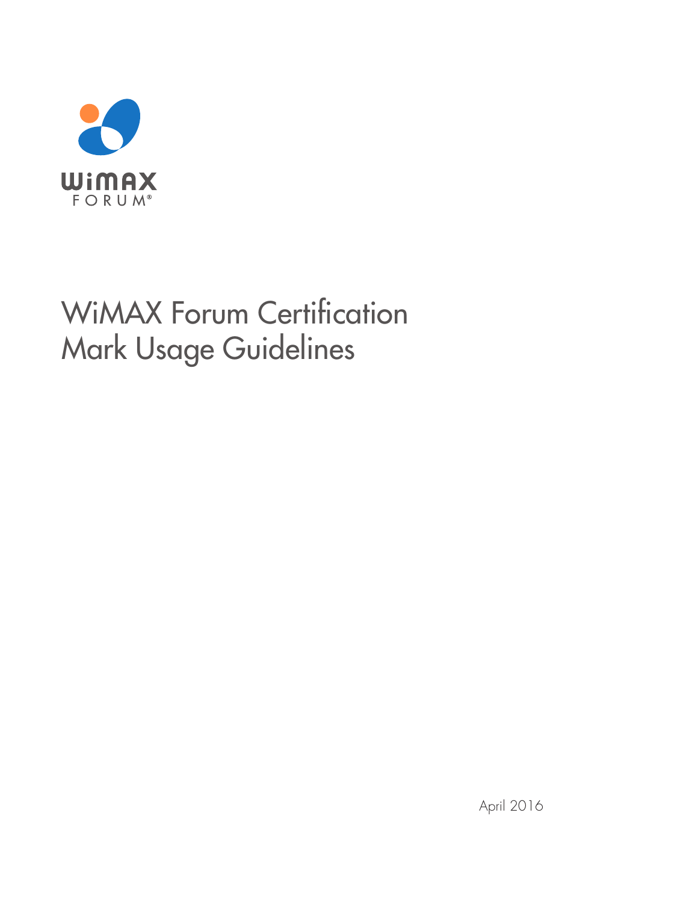# WiMAX Forum Certification Mark Usage Guidelines

April 2016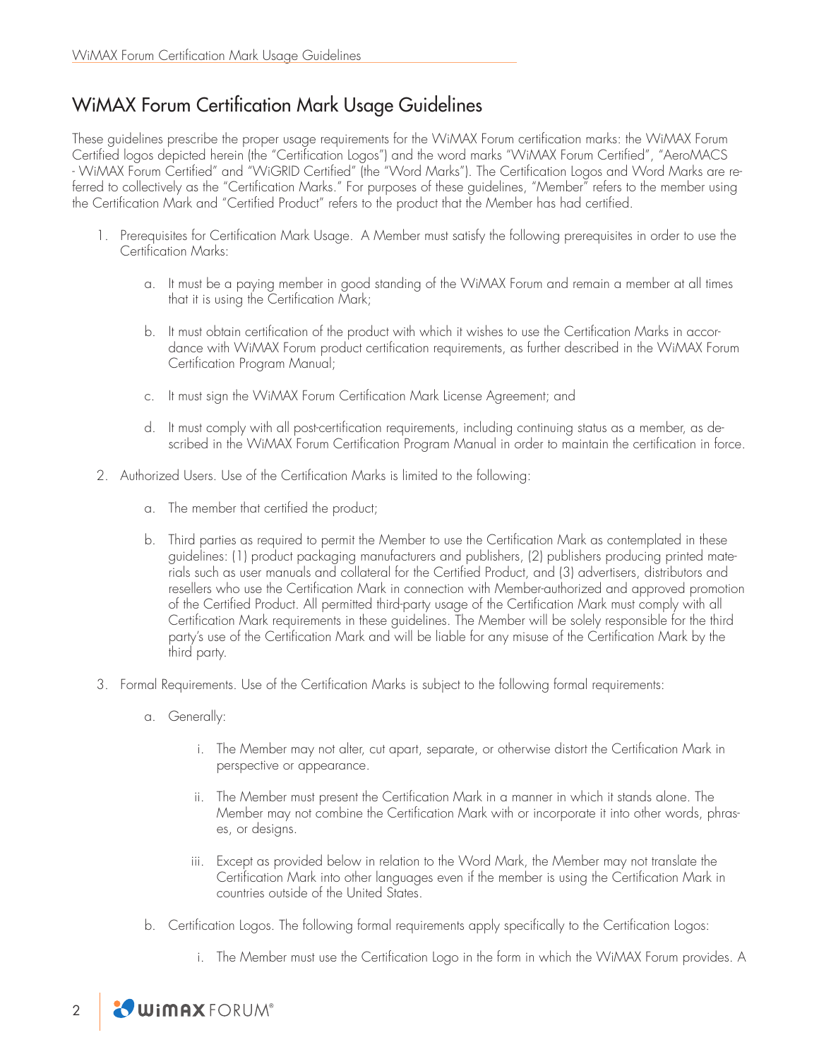# WiMAX Forum Certification Mark Usage Guidelines

These guidelines prescribe the proper usage requirements for the WiMAX Forum certification marks: the WiMAX Forum Certified logos depicted herein (the "Certification Logos") and the word marks "WiMAX Forum Certified", "AeroMACS - WiMAX Forum Certified" and "WiGRID Certified" (the "Word Marks"). The Certification Logos and Word Marks are referred to collectively as the "Certification Marks." For purposes of these guidelines, "Member" refers to the member using the Certification Mark and "Certified Product" refers to the product that the Member has had certified.

1. Prerequisites for Certification Mark Usage. A Member must satisfy the following prerequisites in order to use the Certification Marks:

    a. It must be a paying member in good standing of the WiMAX Forum and remain a member at all times that it is using the Certification Mark;

    b. It must obtain certification of the product with which it wishes to use the Certification Marks in accordance with WiMAX Forum product certification requirements, as further described in the WiMAX Forum Certification Program Manual;

    c. It must sign the WiMAX Forum Certification Mark License Agreement; and

    d. It must comply with all post-certification requirements, including continuing status as a member, as described in the WiMAX Forum Certification Program Manual in order to maintain the certification in force.

2. Authorized Users. Use of the Certification Marks is limited to the following:

    a. The member that certified the product;

    b. Third parties as required to permit the Member to use the Certification Mark as contemplated in these guidelines: (1) product packaging manufacturers and publishers, (2) publishers producing printed materials such as user manuals and collateral for the Certified Product, and (3) advertisers, distributors and resellers who use the Certification Mark in connection with Member-authorized and approved promotion of the Certified Product. All permitted third-party usage of the Certification Mark must comply with all Certification Mark requirements in these guidelines. The Member will be solely responsible for the third party's use of the Certification Mark and will be liable for any misuse of the Certification Mark by the third party.

3. Formal Requirements. Use of the Certification Marks is subject to the following formal requirements:

    a. Generally:

        i. The Member may not alter, cut apart, separate, or otherwise distort the Certification Mark in perspective or appearance.

        ii. The Member must present the Certification Mark in a manner in which it stands alone. The Member may not combine the Certification Mark with or incorporate it into other words, phrases, or designs.

        iii. Except as provided below in relation to the Word Mark, the Member may not translate the Certification Mark into other languages even if the member is using the Certification Mark in countries outside of the United States.

    b. Certification Logos. The following formal requirements apply specifically to the Certification Logos:

        i. The Member must use the Certification Logo in the form in which the WiMAX Forum provides. A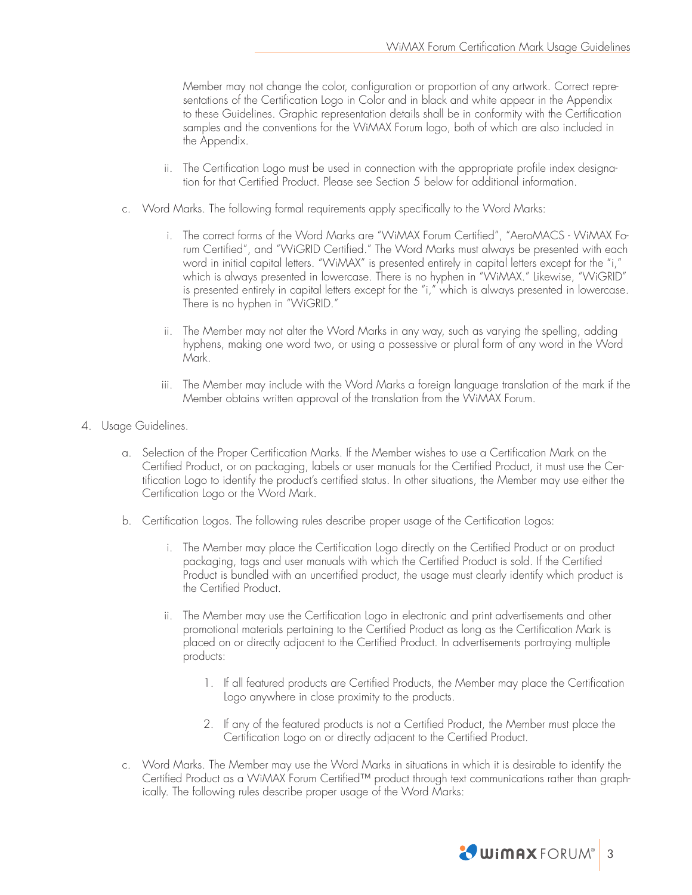Member may not change the color, configuration or proportion of any artwork. Correct representations of the Certification Logo in Color and in black and white appear in the Appendix to these Guidelines. Graphic representation details shall be in conformity with the Certification samples and the conventions for the WiMAX Forum logo, both of which are also included in the Appendix.

ii. The Certification Logo must be used in connection with the appropriate profile index designation for that Certified Product. Please see Section 5 below for additional information.

c. Word Marks. The following formal requirements apply specifically to the Word Marks:

i. The correct forms of the Word Marks are "WiMAX Forum Certified", "AeroMACS - WiMAX Forum Certified", and "WiGRID Certified." The Word Marks must always be presented with each word in initial capital letters. "WiMAX" is presented entirely in capital letters except for the "i," which is always presented in lowercase. There is no hyphen in "WiMAX." Likewise, "WiGRID" is presented entirely in capital letters except for the "i," which is always presented in lowercase. There is no hyphen in "WiGRID."

ii. The Member may not alter the Word Marks in any way, such as varying the spelling, adding hyphens, making one word two, or using a possessive or plural form of any word in the Word Mark.

iii. The Member may include with the Word Marks a foreign language translation of the mark if the Member obtains written approval of the translation from the WiMAX Forum.

4. Usage Guidelines.

a. Selection of the Proper Certification Marks. If the Member wishes to use a Certification Mark on the Certified Product, or on packaging, labels or user manuals for the Certified Product, it must use the Certification Logo to identify the product's certified status. In other situations, the Member may use either the Certification Logo or the Word Mark.

b. Certification Logos. The following rules describe proper usage of the Certification Logos:

i. The Member may place the Certification Logo directly on the Certified Product or on product packaging, tags and user manuals with which the Certified Product is sold. If the Certified Product is bundled with an uncertified product, the usage must clearly identify which product is the Certified Product.

ii. The Member may use the Certification Logo in electronic and print advertisements and other promotional materials pertaining to the Certified Product as long as the Certification Mark is placed on or directly adjacent to the Certified Product. In advertisements portraying multiple products:

1. If all featured products are Certified Products, the Member may place the Certification Logo anywhere in close proximity to the products.

2. If any of the featured products is not a Certified Product, the Member must place the Certification Logo on or directly adjacent to the Certified Product.

c. Word Marks. The Member may use the Word Marks in situations in which it is desirable to identify the Certified Product as a WiMAX Forum Certified™ product through text communications rather than graphically. The following rules describe proper usage of the Word Marks: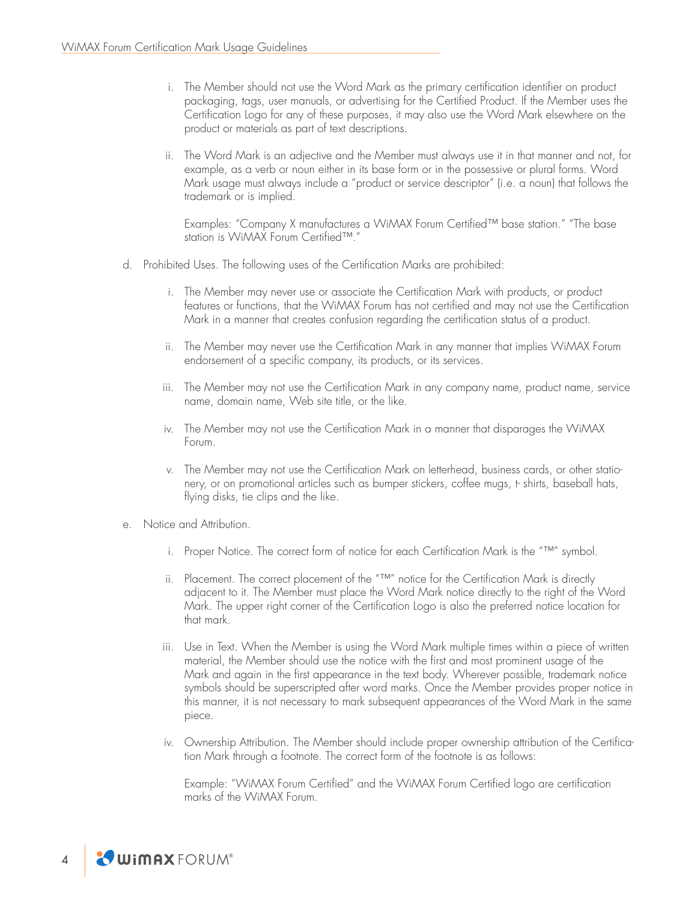i. The Member should not use the Word Mark as the primary certification identifier on product packaging, tags, user manuals, or advertising for the Certified Product. If the Member uses the Certification Logo for any of these purposes, it may also use the Word Mark elsewhere on the product or materials as part of text descriptions.

ii. The Word Mark is an adjective and the Member must always use it in that manner and not, for example, as a verb or noun either in its base form or in the possessive or plural forms. Word Mark usage must always include a "product or service descriptor" (i.e. a noun) that follows the trademark or is implied.

Examples: "Company X manufactures a WiMAX Forum Certified™ base station." "The base station is WiMAX Forum Certified™."

d. Prohibited Uses. The following uses of the Certification Marks are prohibited:

i. The Member may never use or associate the Certification Mark with products, or product features or functions, that the WiMAX Forum has not certified and may not use the Certification Mark in a manner that creates confusion regarding the certification status of a product.

ii. The Member may never use the Certification Mark in any manner that implies WiMAX Forum endorsement of a specific company, its products, or its services.

iii. The Member may not use the Certification Mark in any company name, product name, service name, domain name, Web site title, or the like.

iv. The Member may not use the Certification Mark in a manner that disparages the WiMAX Forum.

v. The Member may not use the Certification Mark on letterhead, business cards, or other stationery, or on promotional articles such as bumper stickers, coffee mugs, t- shirts, baseball hats, flying disks, tie clips and the like.

e. Notice and Attribution.

i. Proper Notice. The correct form of notice for each Certification Mark is the "™" symbol.

ii. Placement. The correct placement of the "™" notice for the Certification Mark is directly adjacent to it. The Member must place the Word Mark notice directly to the right of the Word Mark. The upper right corner of the Certification Logo is also the preferred notice location for that mark.

iii. Use in Text. When the Member is using the Word Mark multiple times within a piece of written material, the Member should use the notice with the first and most prominent usage of the Mark and again in the first appearance in the text body. Wherever possible, trademark notice symbols should be superscripted after word marks. Once the Member provides proper notice in this manner, it is not necessary to mark subsequent appearances of the Word Mark in the same piece.

iv. Ownership Attribution. The Member should include proper ownership attribution of the Certification Mark through a footnote. The correct form of the footnote is as follows:

Example: "WiMAX Forum Certified" and the WiMAX Forum Certified logo are certification marks of the WiMAX Forum.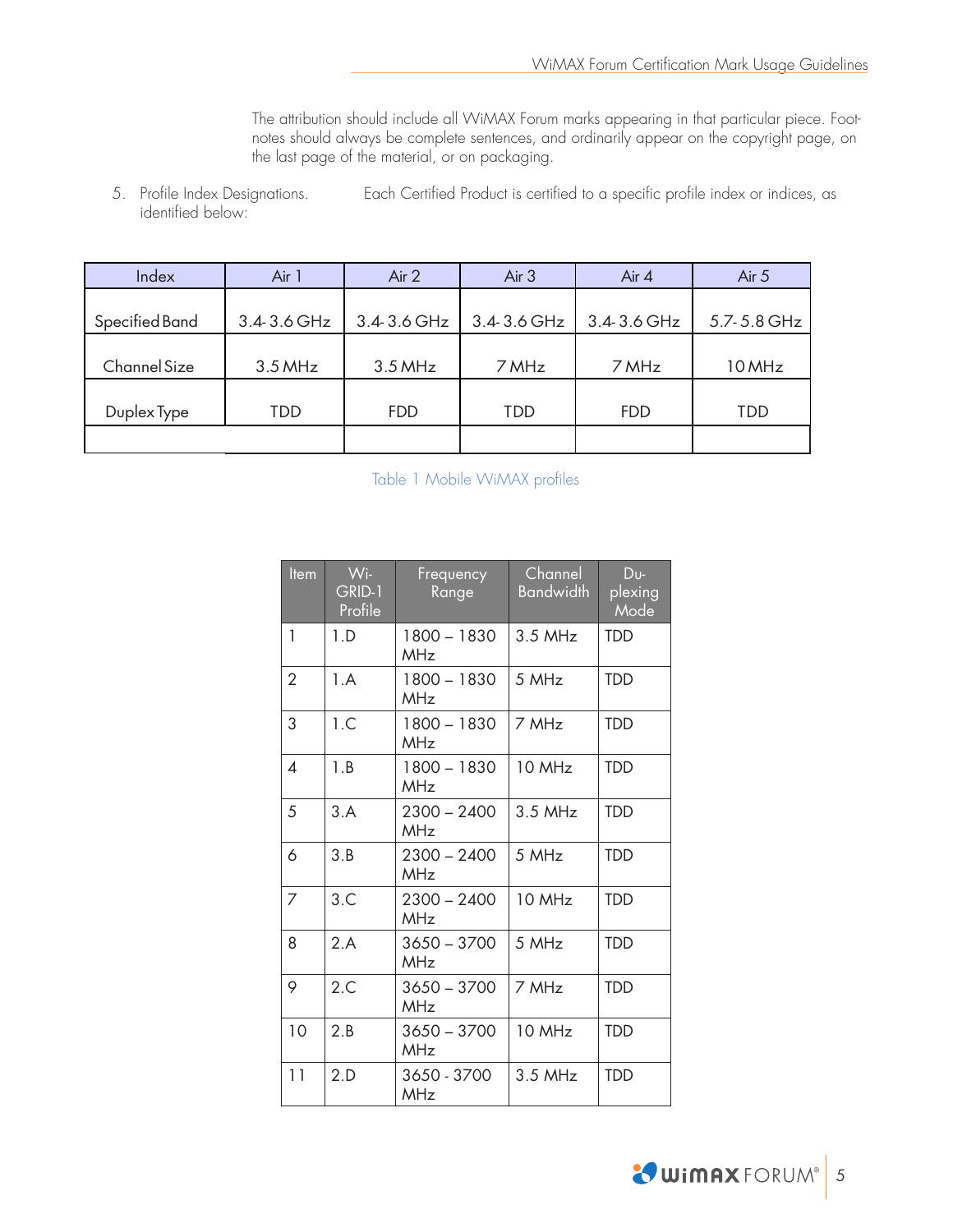The attribution should include all WiMAX Forum marks appearing in that particular piece. Footnotes should always be complete sentences, and ordinarily appear on the copyright page, on the last page of the material, or on packaging.

5. Profile Index Designations. Each Certified Product is certified to a specific profile index or indices, as identified below:

| Index | Air 1 | Air 2 | Air 3 | Air 4 | Air 5 |
|---|---|---|---|---|---|
| Specified Band | 3.4-3.6 GHz | 3.4-3.6 GHz | 3.4-3.6 GHz | 3.4-3.6 GHz | 5.7-5.8 GHz |
| Channel Size | 3.5 MHz | 3.5 MHz | 7 MHz | 7 MHz | 10 MHz |
| Duplex Type | TDD | FDD | TDD | FDD | TDD |
| | | | | | |

Table 1 Mobile WiMAX profiles

| Item | Wi-GRID-1 Profile | Frequency Range | Channel Bandwidth | Duplexing Mode |
|---|---|---|---|---|
| 1 | 1.D | 1800 – 1830 MHz | 3.5 MHz | TDD |
| 2 | 1.A | 1800 – 1830 MHz | 5 MHz | TDD |
| 3 | 1.C | 1800 – 1830 MHz | 7 MHz | TDD |
| 4 | 1.B | 1800 – 1830 MHz | 10 MHz | TDD |
| 5 | 3.A | 2300 – 2400 MHz | 3.5 MHz | TDD |
| 6 | 3.B | 2300 – 2400 MHz | 5 MHz | TDD |
| 7 | 3.C | 2300 – 2400 MHz | 10 MHz | TDD |
| 8 | 2.A | 3650 – 3700 MHz | 5 MHz | TDD |
| 9 | 2.C | 3650 – 3700 MHz | 7 MHz | TDD |
| 10 | 2.B | 3650 – 3700 MHz | 10 MHz | TDD |
| 11 | 2.D | 3650 - 3700 MHz | 3.5 MHz | TDD |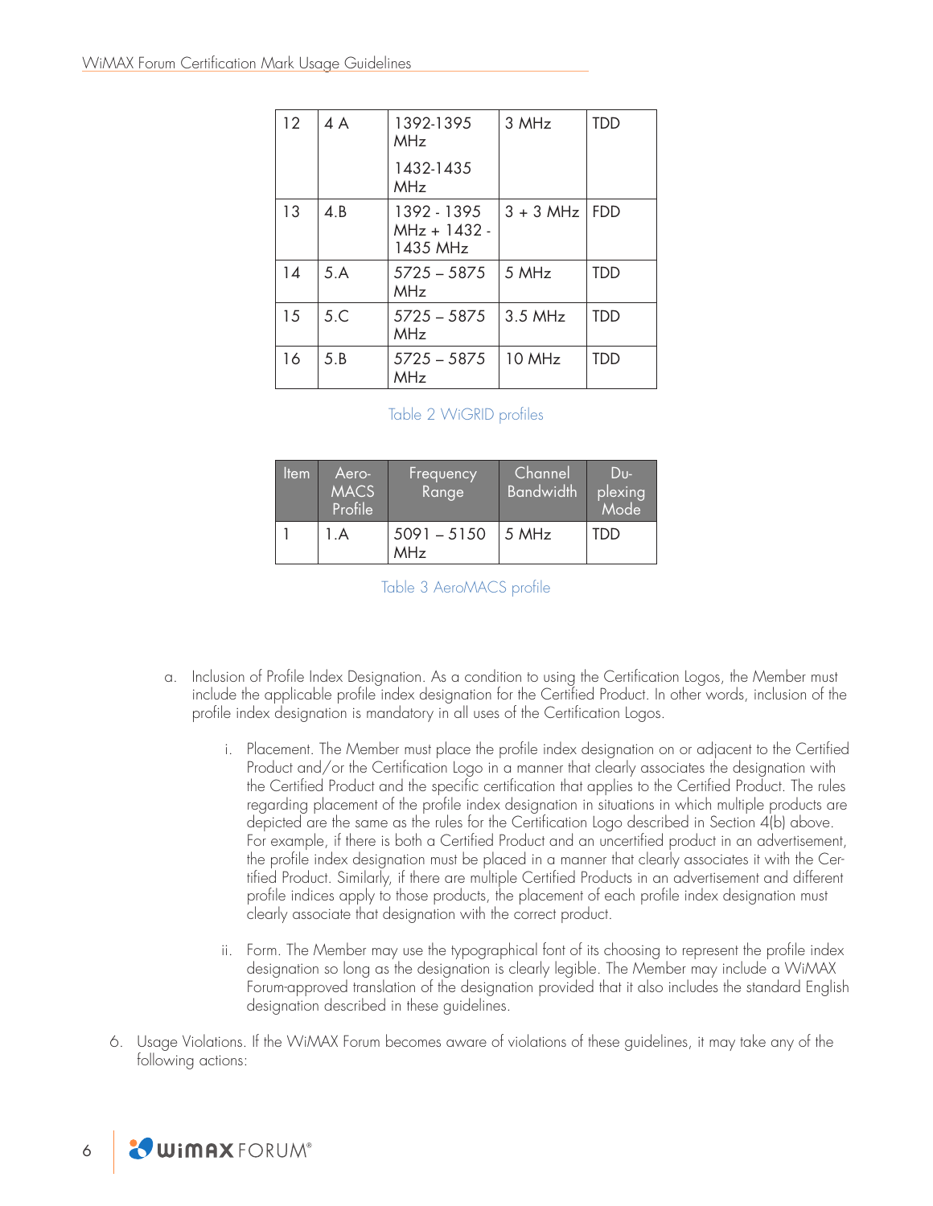| | | | | |
|---|---|---|---|---|
| 12 | 4 A | 1392-1395 MHz<br>1432-1435 MHz | 3 MHz | TDD |
| 13 | 4.B | 1392 - 1395 MHz + 1432 - 1435 MHz | 3 + 3 MHz | FDD |
| 14 | 5.A | 5725 – 5875 MHz | 5 MHz | TDD |
| 15 | 5.C | 5725 – 5875 MHz | 3.5 MHz | TDD |
| 16 | 5.B | 5725 – 5875 MHz | 10 MHz | TDD |

Table 2 WiGRID profiles

| Item | Aero-MACS Profile | Frequency Range | Channel Bandwidth | Du-plexing Mode |
|---|---|---|---|---|
| 1 | 1.A | 5091 – 5150 MHz | 5 MHz | TDD |

Table 3 AeroMACS profile

a. Inclusion of Profile Index Designation. As a condition to using the Certification Logos, the Member must include the applicable profile index designation for the Certified Product. In other words, inclusion of the profile index designation is mandatory in all uses of the Certification Logos.

   i. Placement. The Member must place the profile index designation on or adjacent to the Certified Product and/or the Certification Logo in a manner that clearly associates the designation with the Certified Product and the specific certification that applies to the Certified Product. The rules regarding placement of the profile index designation in situations in which multiple products are depicted are the same as the rules for the Certification Logo described in Section 4(b) above. For example, if there is both a Certified Product and an uncertified product in an advertisement, the profile index designation must be placed in a manner that clearly associates it with the Certified Product. Similarly, if there are multiple Certified Products in an advertisement and different profile indices apply to those products, the placement of each profile index designation must clearly associate that designation with the correct product.

   ii. Form. The Member may use the typographical font of its choosing to represent the profile index designation so long as the designation is clearly legible. The Member may include a WiMAX Forum-approved translation of the designation provided that it also includes the standard English designation described in these guidelines.

6. Usage Violations. If the WiMAX Forum becomes aware of violations of these guidelines, it may take any of the following actions: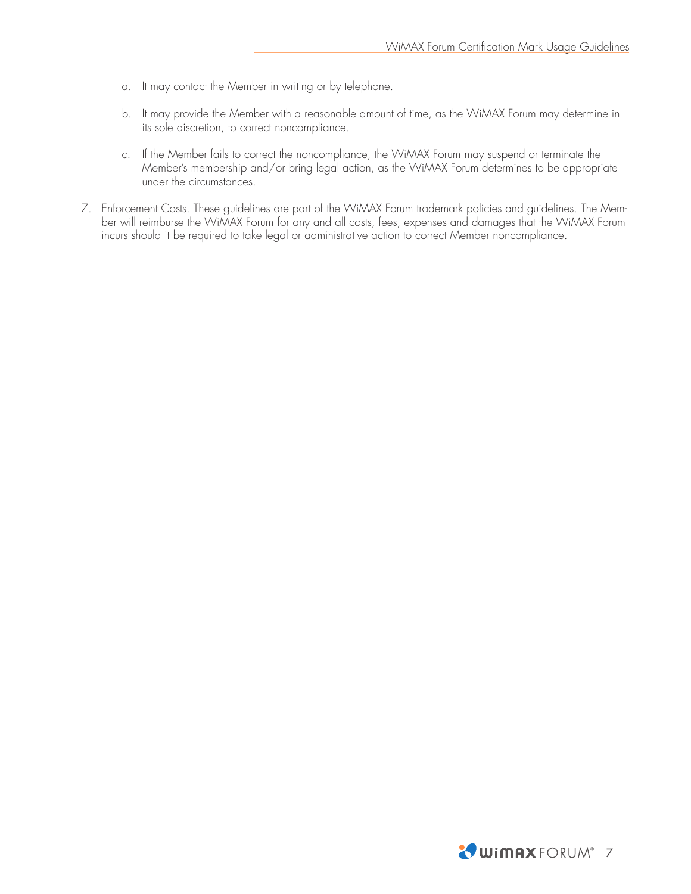a. It may contact the Member in writing or by telephone.

   b. It may provide the Member with a reasonable amount of time, as the WiMAX Forum may determine in its sole discretion, to correct noncompliance.

   c. If the Member fails to correct the noncompliance, the WiMAX Forum may suspend or terminate the Member's membership and/or bring legal action, as the WiMAX Forum determines to be appropriate under the circumstances.

7. Enforcement Costs. These guidelines are part of the WiMAX Forum trademark policies and guidelines. The Member will reimburse the WiMAX Forum for any and all costs, fees, expenses and damages that the WiMAX Forum incurs should it be required to take legal or administrative action to correct Member noncompliance.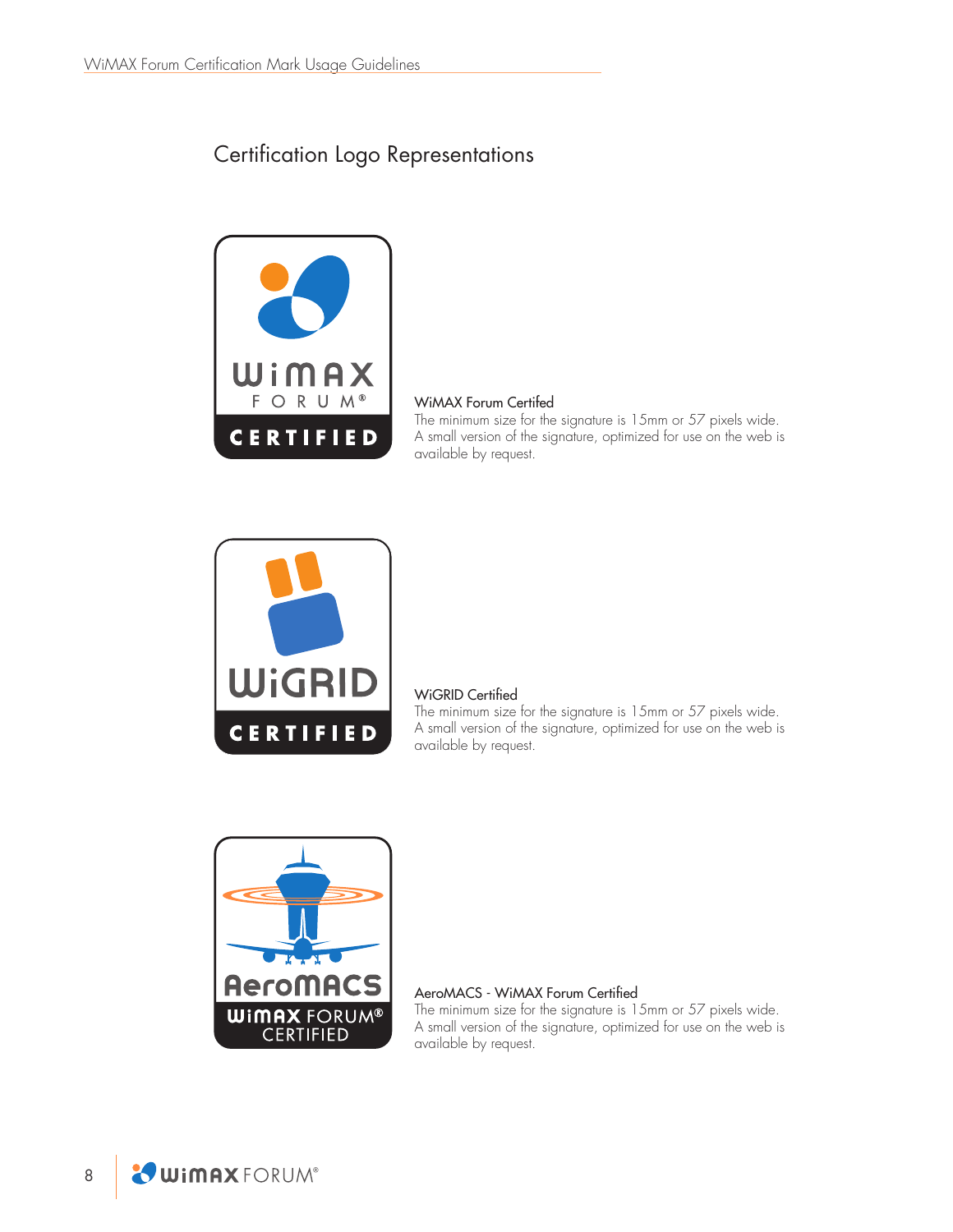## Certification Logo Representations

WiMAX Forum Certifed

The minimum size for the signature is 15mm or 57 pixels wide. A small version of the signature, optimized for use on the web is available by request.

WiGRID Certified

The minimum size for the signature is 15mm or 57 pixels wide. A small version of the signature, optimized for use on the web is available by request.

AeroMACS - WiMAX Forum Certified

The minimum size for the signature is 15mm or 57 pixels wide. A small version of the signature, optimized for use on the web is available by request.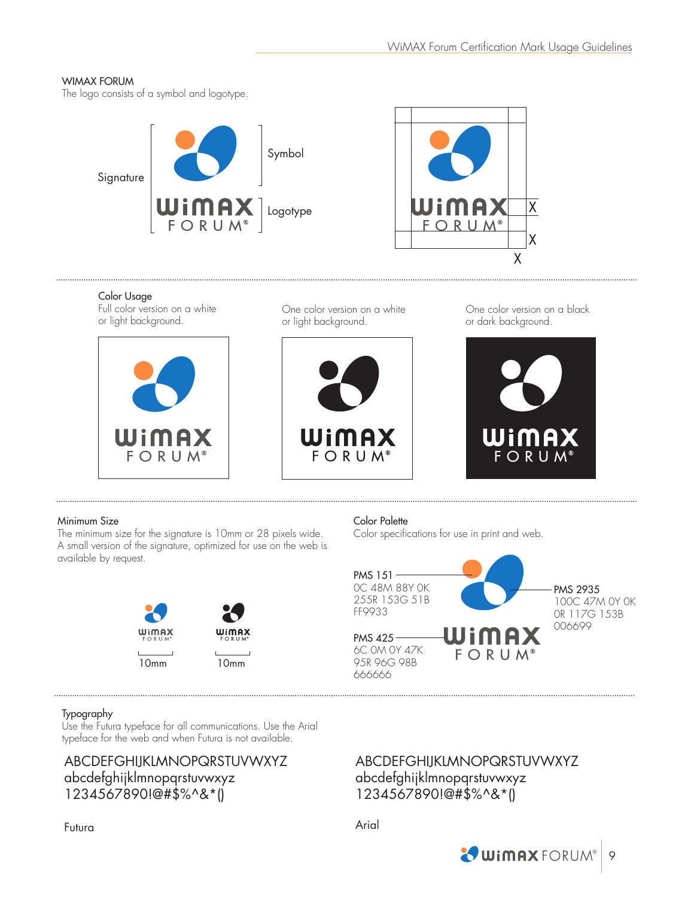## WIMAX FORUM

The logo consists of a symbol and logotype.

Signature

Symbol

Logotype

X

X

X

### Color Usage

Full color version on a white or light background.

One color version on a white or light background.

One color version on a black or dark background.

### Minimum Size

The minimum size for the signature is 10mm or 28 pixels wide. A small version of the signature, optimized for use on the web is available by request.

10mm

10mm

### Color Palette

Color specifications for use in print and web.

PMS 151
0C 48M 88Y 0K
255R 153G 51B
FF9933

PMS 425
6C 0M 0Y 47K
95R 96G 98B
666666

PMS 2935
100C 47M 0Y 0K
0R 117G 153B
006699

### Typography

Use the Futura typeface for all communications. Use the Arial typeface for the web and when Futura is not available.

ABCDEFGHIJKLMNOPQRSTUVWXYZ
abcdefghijklmnopqrstuvwxyz
1234567890!@#$%^&*()

Futura

ABCDEFGHIJKLMNOPQRSTUVWXYZ
abcdefghijklmnopqrstuvwxyz
1234567890!@#$%^&*()

Arial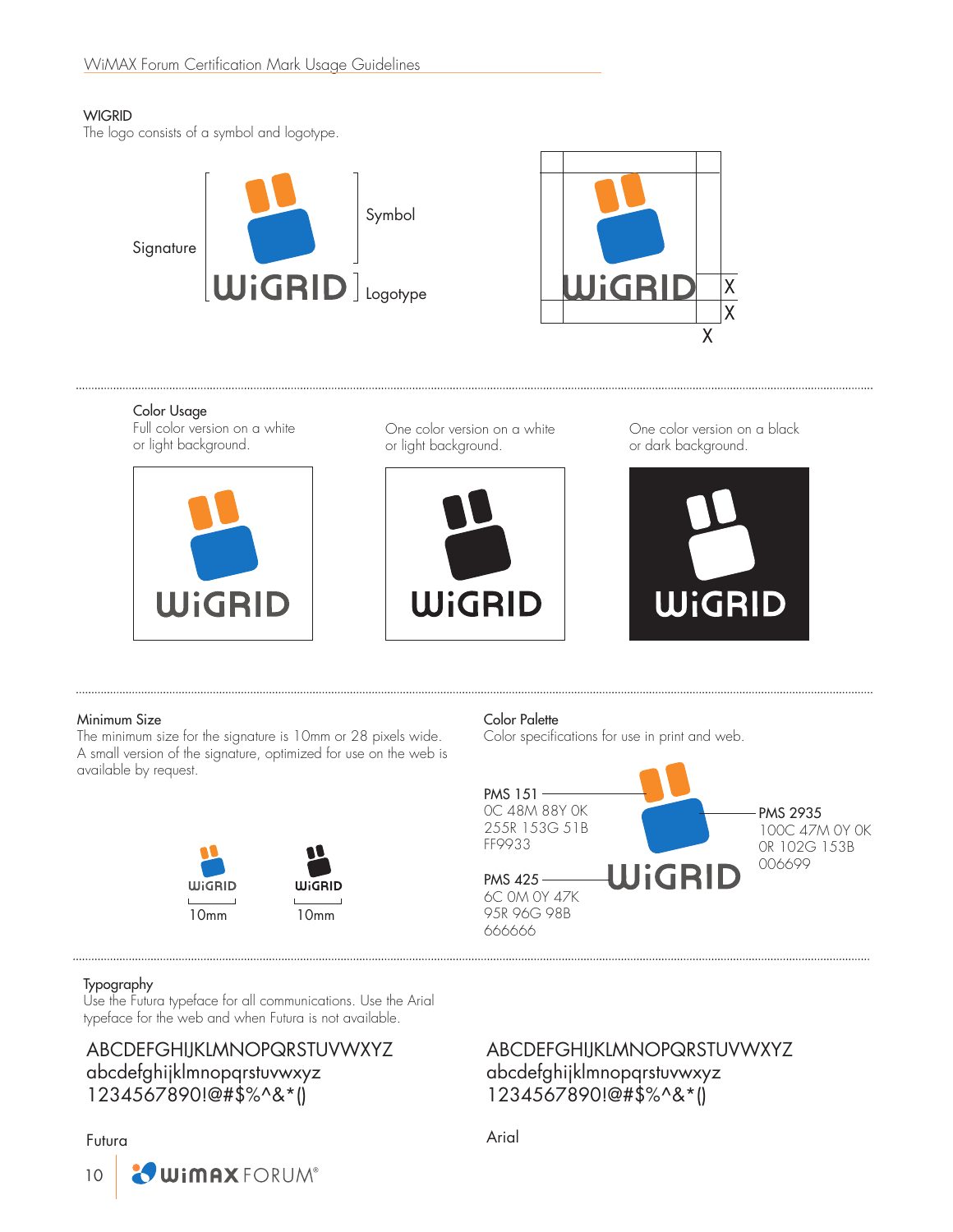## WIGRID

The logo consists of a symbol and logotype.

Signature

Symbol

Logotype

### Color Usage

Full color version on a white or light background.

One color version on a white or light background.

One color version on a black or dark background.

### Minimum Size

The minimum size for the signature is 10mm or 28 pixels wide. A small version of the signature, optimized for use on the web is available by request.

10mm

10mm

### Color Palette

Color specifications for use in print and web.

PMS 151
0C 48M 88Y 0K
255R 153G 51B
FF9933

PMS 2935
100C 47M 0Y 0K
0R 102G 153B
006699

PMS 425
6C 0M 0Y 47K
95R 96G 98B
666666

### Typography

Use the Futura typeface for all communications. Use the Arial typeface for the web and when Futura is not available.

ABCDEFGHIJKLMNOPQRSTUVWXYZ
abcdefghijklmnopqrstuvwxyz
1234567890!@#$%^&*()

Futura

ABCDEFGHIJKLMNOPQRSTUVWXYZ
abcdefghijklmnopqrstuvwxyz
1234567890!@#$%^&*()

Arial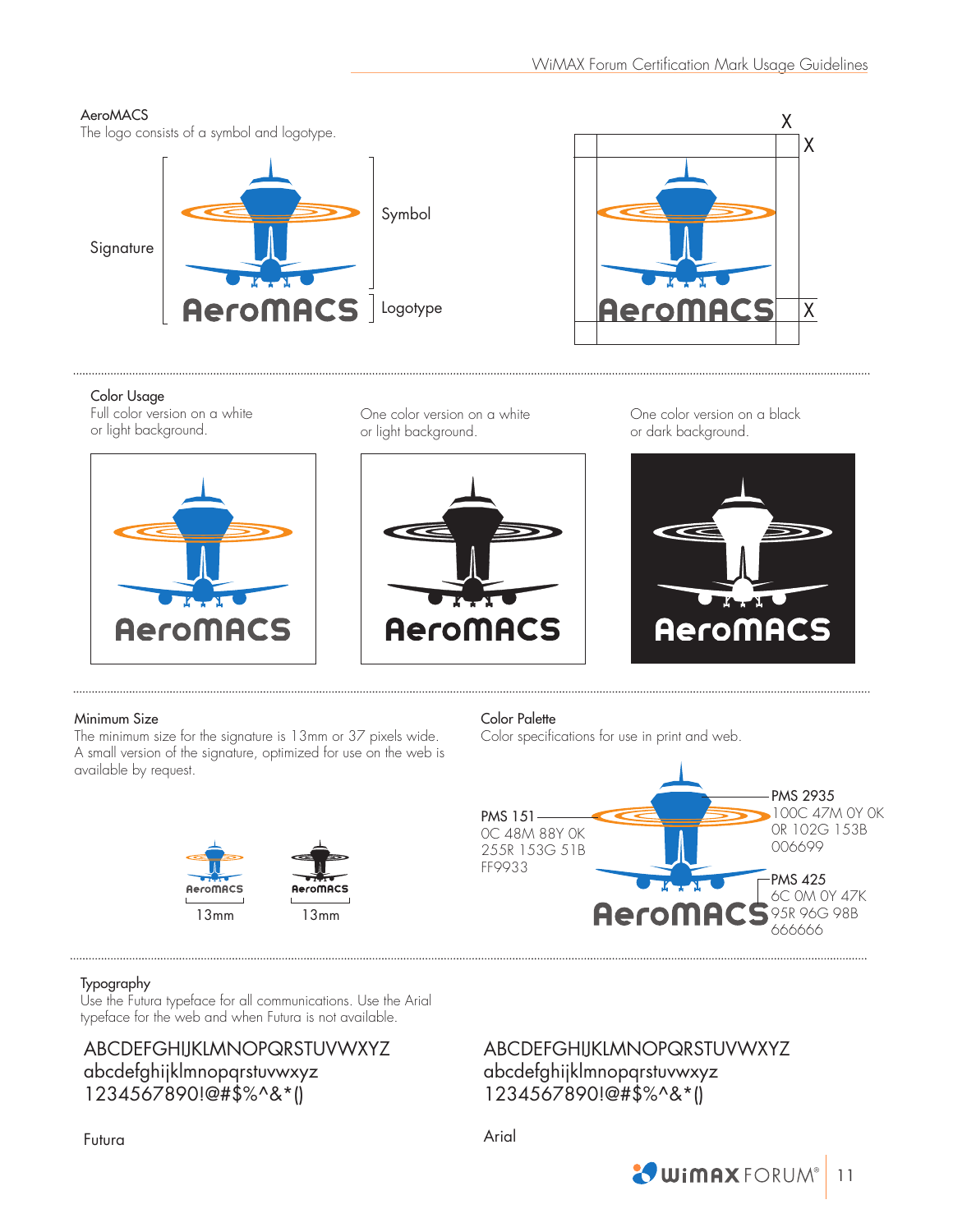## AeroMACS

The logo consists of a symbol and logotype.

Signature

Symbol

Logotype

X

X

X

### Color Usage

Full color version on a white or light background.

One color version on a white or light background.

One color version on a black or dark background.

### Minimum Size

The minimum size for the signature is 13mm or 37 pixels wide. A small version of the signature, optimized for use on the web is available by request.

13mm

13mm

### Color Palette

Color specifications for use in print and web.

PMS 151
0C 48M 88Y 0K
255R 153G 51B
FF9933

PMS 2935
100C 47M 0Y 0K
0R 102G 153B
006699

PMS 425
6C 0M 0Y 47K
95R 96G 98B
666666

### Typography

Use the Futura typeface for all communications. Use the Arial typeface for the web and when Futura is not available.

ABCDEFGHIJKLMNOPQRSTUVWXYZ
abcdefghijklmnopqrstuvwxyz
1234567890!@#$%^&*()

Futura

ABCDEFGHIJKLMNOPQRSTUVWXYZ
abcdefghijklmnopqrstuvwxyz
1234567890!@#$%^&*()

Arial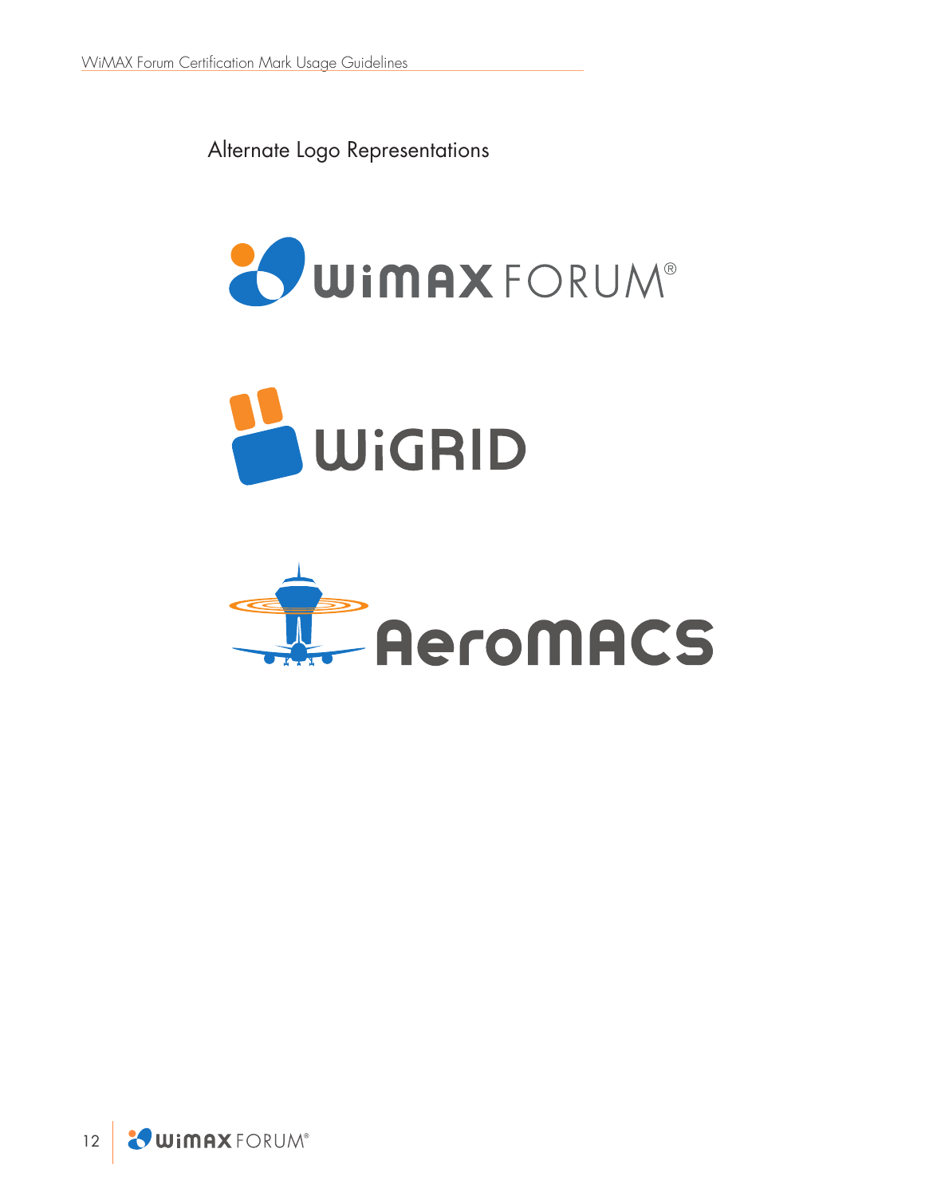Alternate Logo Representations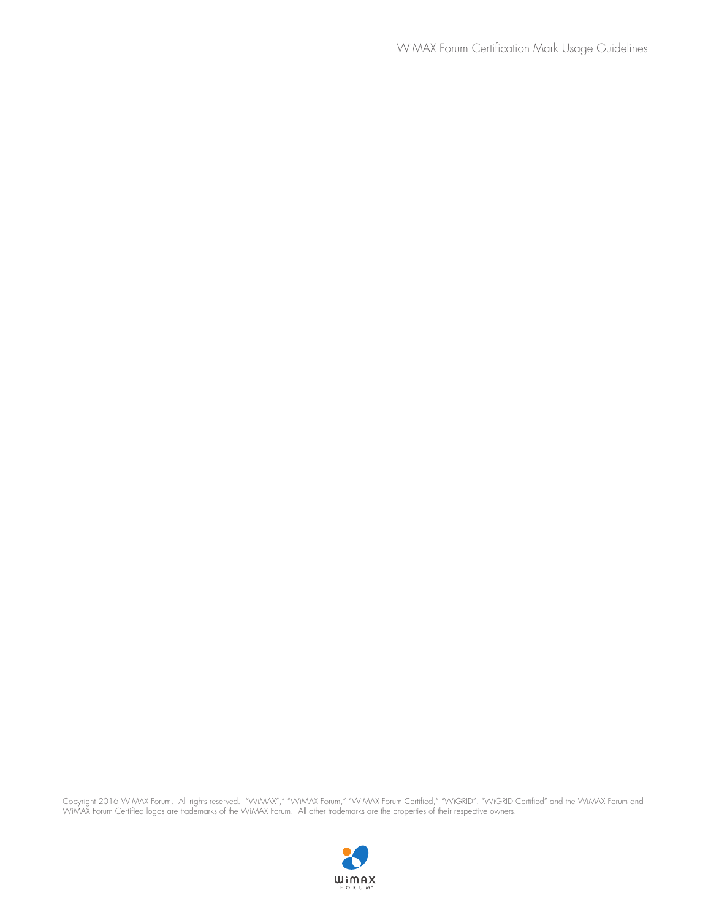Copyright 2016 WiMAX Forum. All rights reserved. "WiMAX"," "WiMAX Forum," "WiMAX Forum Certified," "WiGRID", "WiGRID Certified" and the WiMAX Forum and WiMAX Forum Certified logos are trademarks of the WiMAX Forum. All other trademarks are the properties of their respective owners.